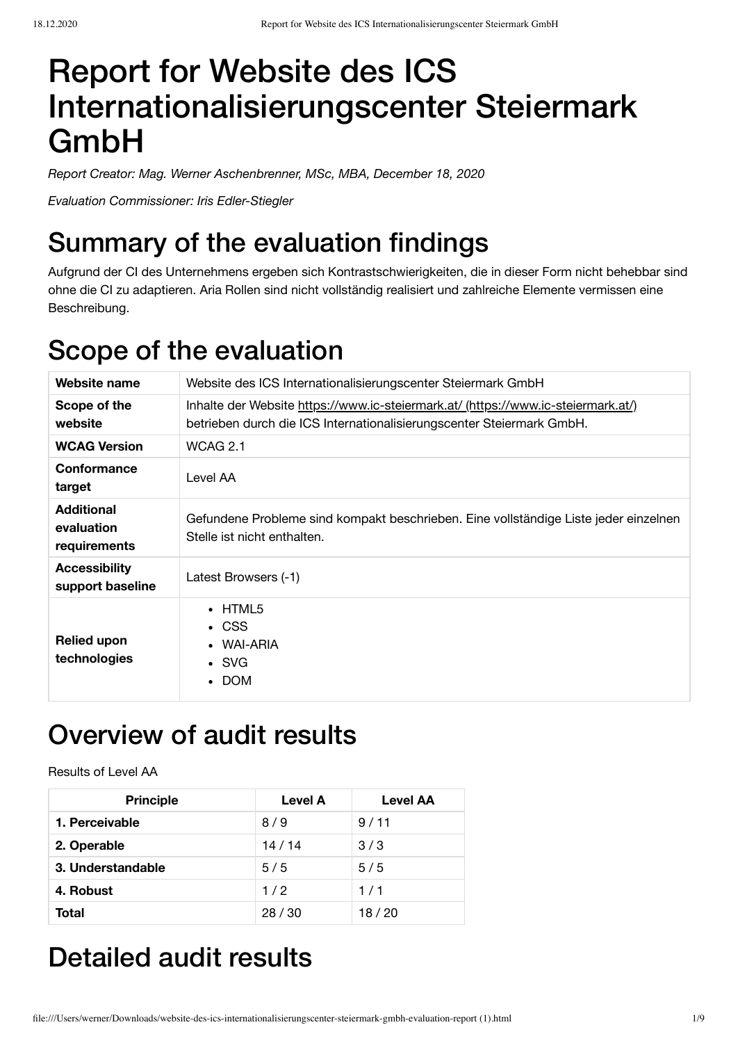# Report for Website des ICS Internationalisierungscenter Steiermark GmbH

*Report Creator: Mag. Werner Aschenbrenner, MSc, MBA, December 18, 2020*

*Evaluation Commissioner: Iris Edler-Stiegler*

# Summary of the evaluation findings

Aufgrund der CI des Unternehmens ergeben sich Kontrastschwierigkeiten, die in dieser Form nicht behebbar sind ohne die CI zu adaptieren. Aria Rollen sind nicht vollständig realisiert und zahlreiche Elemente vermissen eine Beschreibung.

# Scope of the evaluation

| | |
|---|---|
| **Website name** | Website des ICS Internationalisierungscenter Steiermark GmbH |
| **Scope of the website** | Inhalte der Website https://www.ic-steiermark.at/ (https://www.ic-steiermark.at/) betrieben durch die ICS Internationalisierungscenter Steiermark GmbH. |
| **WCAG Version** | WCAG 2.1 |
| **Conformance target** | Level AA |
| **Additional evaluation requirements** | Gefundene Probleme sind kompakt beschrieben. Eine vollständige Liste jeder einzelnen Stelle ist nicht enthalten. |
| **Accessibility support baseline** | Latest Browsers (-1) |
| **Relied upon technologies** | • HTML5<br>• CSS<br>• WAI-ARIA<br>• SVG<br>• DOM |

# Overview of audit results

Results of Level AA

| Principle | Level A | Level AA |
|---|---|---|
| **1. Perceivable** | 8 / 9 | 9 / 11 |
| **2. Operable** | 14 / 14 | 3 / 3 |
| **3. Understandable** | 5 / 5 | 5 / 5 |
| **4. Robust** | 1 / 2 | 1 / 1 |
| **Total** | 28 / 30 | 18 / 20 |

# Detailed audit results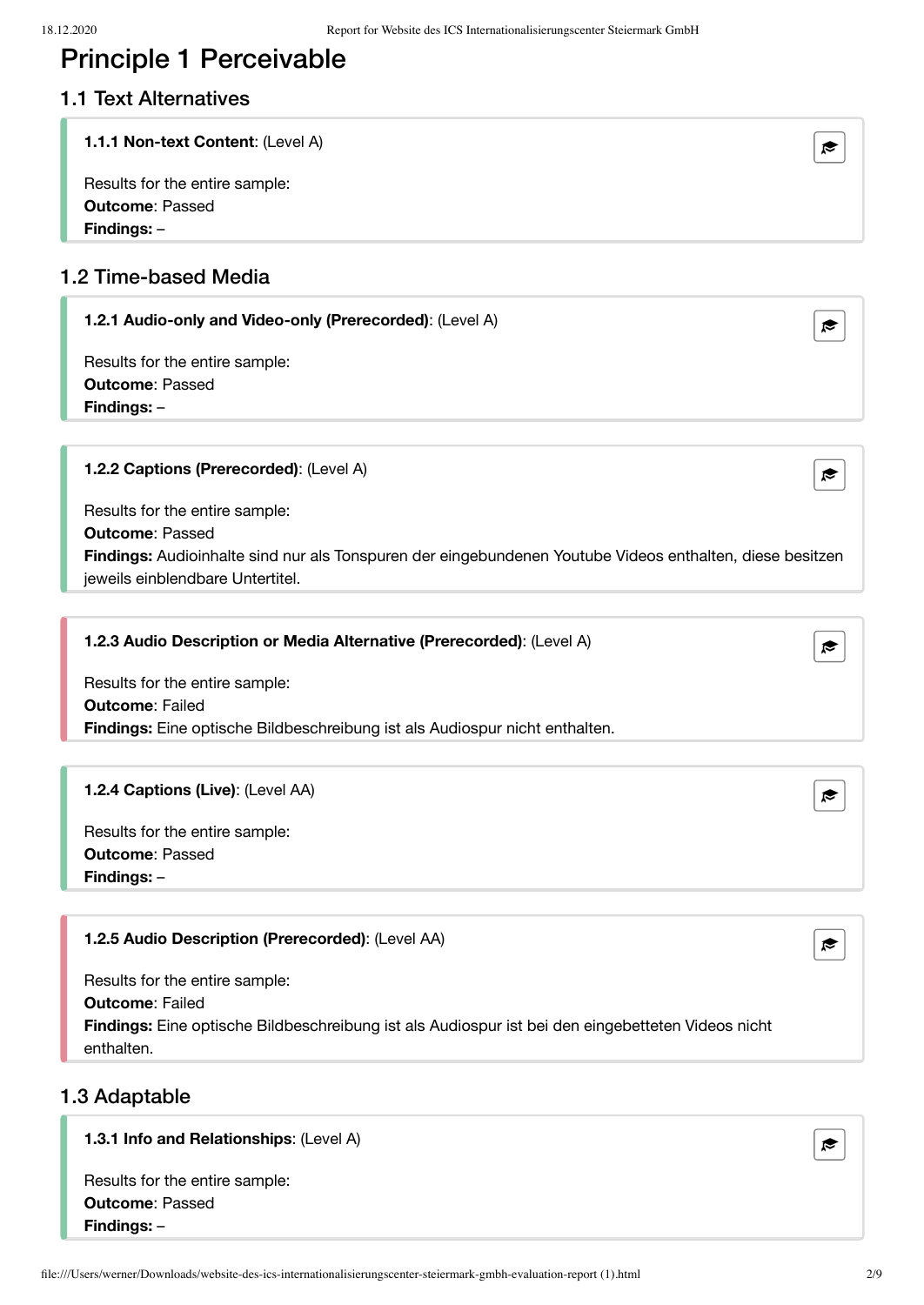# Principle 1 Perceivable

## 1.1 Text Alternatives

**1.1.1 Non-text Content**: (Level A)

Results for the entire sample:
**Outcome**: Passed
**Findings:** –

## 1.2 Time-based Media

**1.2.1 Audio-only and Video-only (Prerecorded)**: (Level A)

Results for the entire sample:
**Outcome**: Passed
**Findings:** –

**1.2.2 Captions (Prerecorded)**: (Level A)

Results for the entire sample:
**Outcome**: Passed
**Findings:** Audioinhalte sind nur als Tonspuren der eingebundenen Youtube Videos enthalten, diese besitzen jeweils einblendbare Untertitel.

**1.2.3 Audio Description or Media Alternative (Prerecorded)**: (Level A)

Results for the entire sample:
**Outcome**: Failed
**Findings:** Eine optische Bildbeschreibung ist als Audiospur nicht enthalten.

**1.2.4 Captions (Live)**: (Level AA)

Results for the entire sample:
**Outcome**: Passed
**Findings:** –

**1.2.5 Audio Description (Prerecorded)**: (Level AA)

Results for the entire sample:
**Outcome**: Failed
**Findings:** Eine optische Bildbeschreibung ist als Audiospur ist bei den eingebetteten Videos nicht enthalten.

## 1.3 Adaptable

**1.3.1 Info and Relationships**: (Level A)

Results for the entire sample:
**Outcome**: Passed
**Findings:** –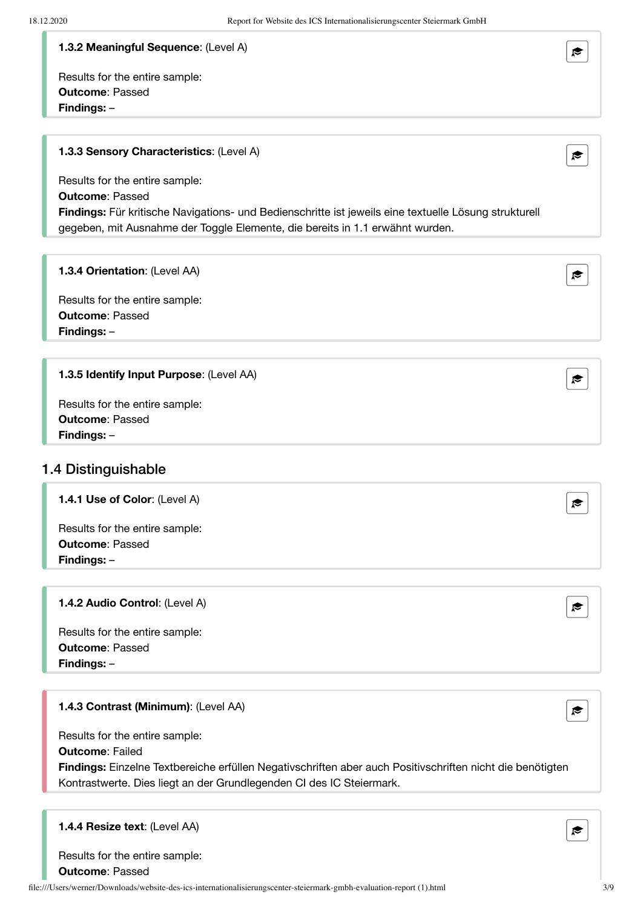**1.3.2 Meaningful Sequence**: (Level A)

Results for the entire sample:
**Outcome**: Passed
**Findings:** –

**1.3.3 Sensory Characteristics**: (Level A)

Results for the entire sample:
**Outcome**: Passed
**Findings:** Für kritische Navigations- und Bedienschritte ist jeweils eine textuelle Lösung strukturell gegeben, mit Ausnahme der Toggle Elemente, die bereits in 1.1 erwähnt wurden.

**1.3.4 Orientation**: (Level AA)

Results for the entire sample:
**Outcome**: Passed
**Findings:** –

**1.3.5 Identify Input Purpose**: (Level AA)

Results for the entire sample:
**Outcome**: Passed
**Findings:** –

## 1.4 Distinguishable

**1.4.1 Use of Color**: (Level A)

Results for the entire sample:
**Outcome**: Passed
**Findings:** –

**1.4.2 Audio Control**: (Level A)

Results for the entire sample:
**Outcome**: Passed
**Findings:** –

**1.4.3 Contrast (Minimum)**: (Level AA)

Results for the entire sample:
**Outcome**: Failed
**Findings:** Einzelne Textbereiche erfüllen Negativschriften aber auch Positivschriften nicht die benötigten Kontrastwerte. Dies liegt an der Grundlegenden CI des IC Steiermark.

**1.4.4 Resize text**: (Level AA)

Results for the entire sample:
**Outcome**: Passed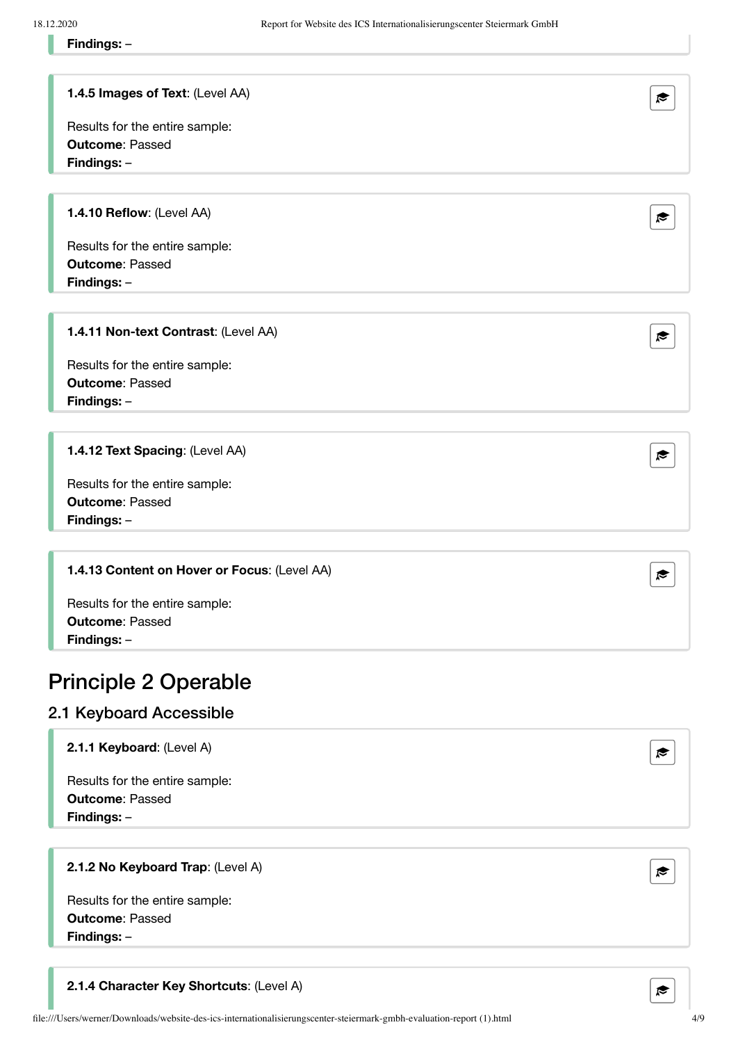**Findings:** –

**1.4.5 Images of Text**: (Level AA)

Results for the entire sample:
**Outcome**: Passed
**Findings:** –

**1.4.10 Reflow**: (Level AA)

Results for the entire sample:
**Outcome**: Passed
**Findings:** –

**1.4.11 Non-text Contrast**: (Level AA)

Results for the entire sample:
**Outcome**: Passed
**Findings:** –

**1.4.12 Text Spacing**: (Level AA)

Results for the entire sample:
**Outcome**: Passed
**Findings:** –

**1.4.13 Content on Hover or Focus**: (Level AA)

Results for the entire sample:
**Outcome**: Passed
**Findings:** –

# Principle 2 Operable

## 2.1 Keyboard Accessible

**2.1.1 Keyboard**: (Level A)

Results for the entire sample:
**Outcome**: Passed
**Findings:** –

**2.1.2 No Keyboard Trap**: (Level A)

Results for the entire sample:
**Outcome**: Passed
**Findings:** –

**2.1.4 Character Key Shortcuts**: (Level A)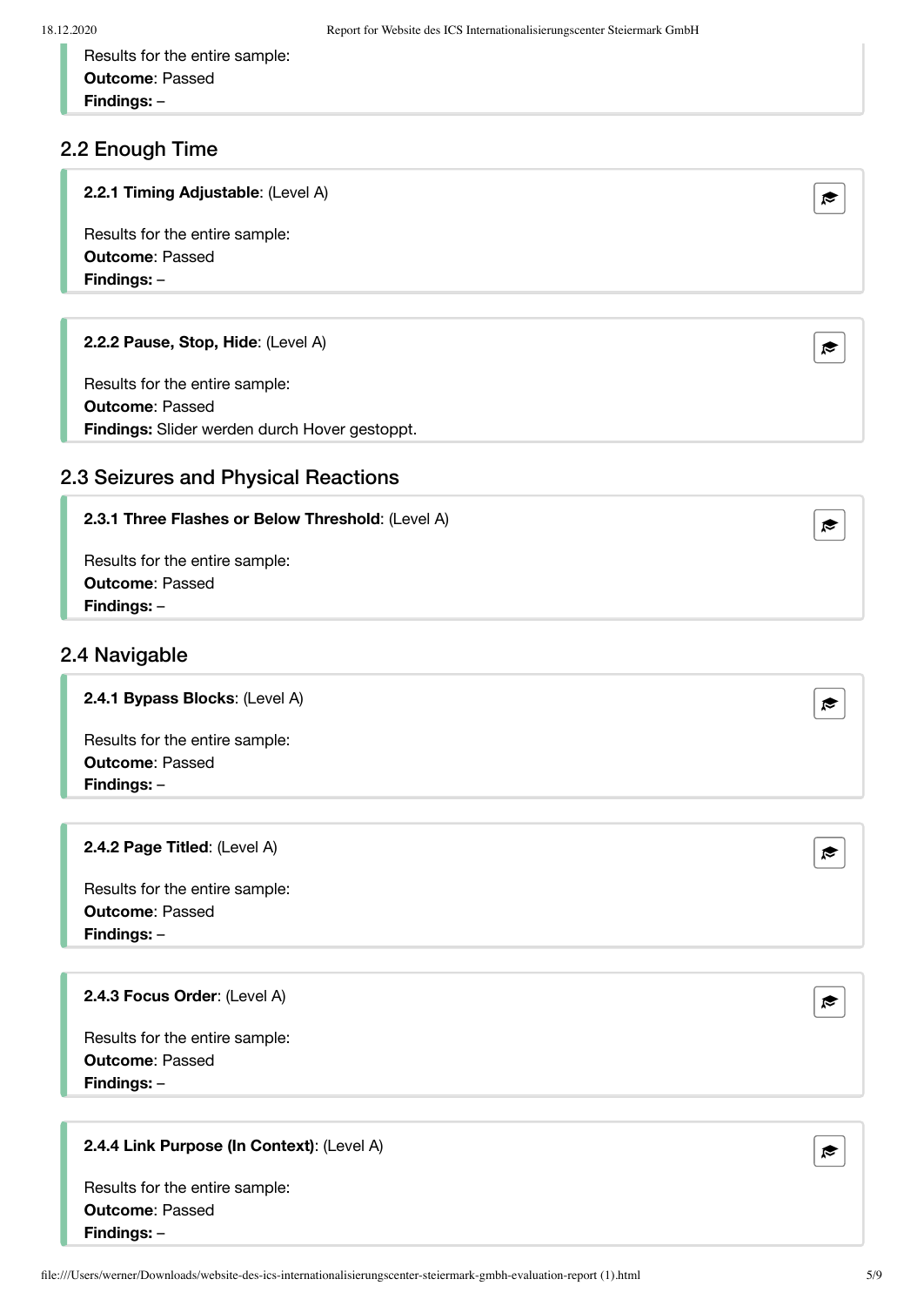Results for the entire sample:
**Outcome**: Passed
**Findings:** –

## 2.2 Enough Time

**2.2.1 Timing Adjustable**: (Level A)

Results for the entire sample:
**Outcome**: Passed
**Findings:** –

**2.2.2 Pause, Stop, Hide**: (Level A)

Results for the entire sample:
**Outcome**: Passed
**Findings:** Slider werden durch Hover gestoppt.

## 2.3 Seizures and Physical Reactions

**2.3.1 Three Flashes or Below Threshold**: (Level A)

Results for the entire sample:
**Outcome**: Passed
**Findings:** –

## 2.4 Navigable

**2.4.1 Bypass Blocks**: (Level A)

Results for the entire sample:
**Outcome**: Passed
**Findings:** –

**2.4.2 Page Titled**: (Level A)

Results for the entire sample:
**Outcome**: Passed
**Findings:** –

**2.4.3 Focus Order**: (Level A)

Results for the entire sample:
**Outcome**: Passed
**Findings:** –

**2.4.4 Link Purpose (In Context)**: (Level A)

Results for the entire sample:
**Outcome**: Passed
**Findings:** –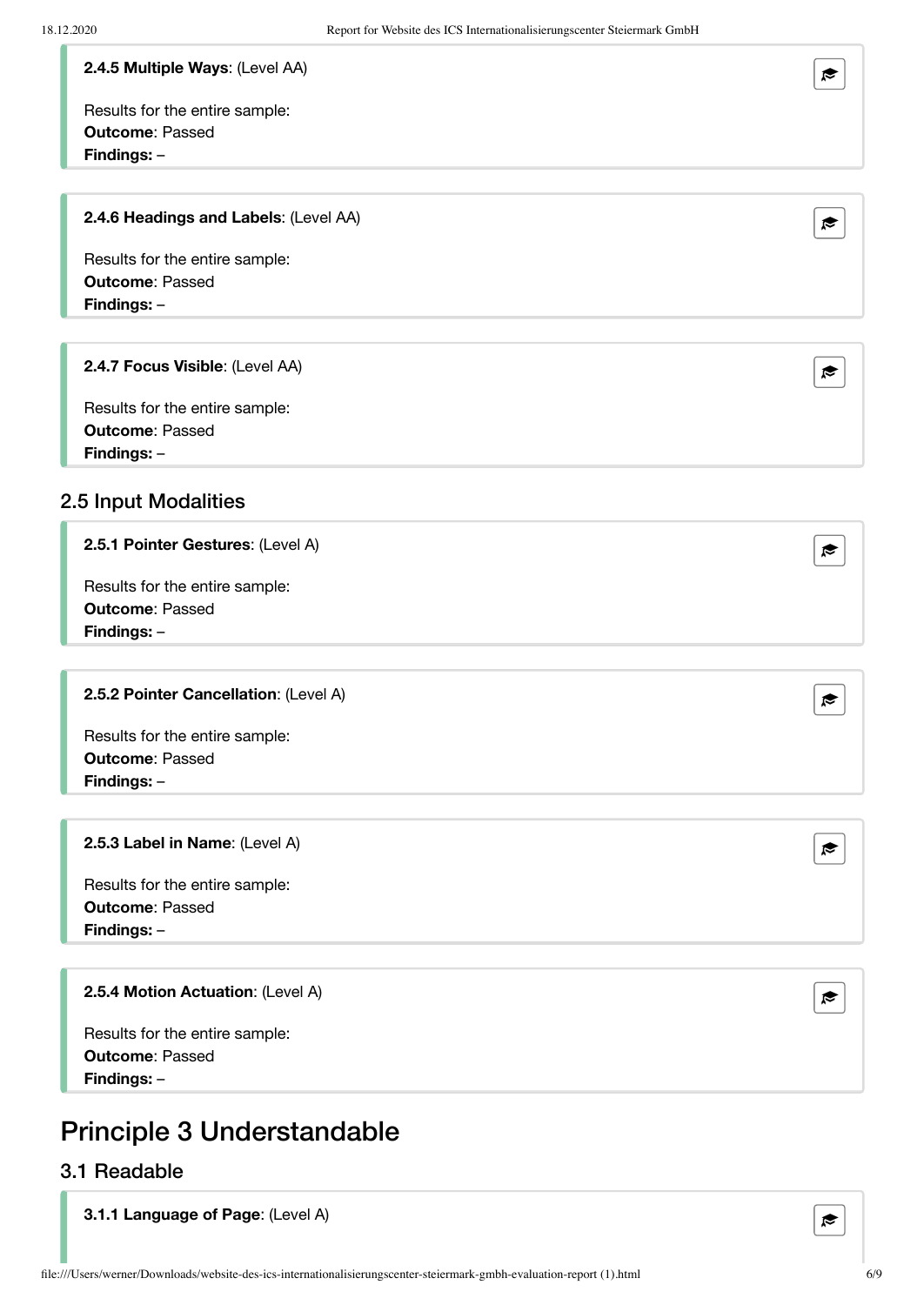**2.4.5 Multiple Ways**: (Level AA)

Results for the entire sample:
**Outcome**: Passed
**Findings:** –

**2.4.6 Headings and Labels**: (Level AA)

Results for the entire sample:
**Outcome**: Passed
**Findings:** –

**2.4.7 Focus Visible**: (Level AA)

Results for the entire sample:
**Outcome**: Passed
**Findings:** –

## 2.5 Input Modalities

**2.5.1 Pointer Gestures**: (Level A)

Results for the entire sample:
**Outcome**: Passed
**Findings:** –

**2.5.2 Pointer Cancellation**: (Level A)

Results for the entire sample:
**Outcome**: Passed
**Findings:** –

**2.5.3 Label in Name**: (Level A)

Results for the entire sample:
**Outcome**: Passed
**Findings:** –

**2.5.4 Motion Actuation**: (Level A)

Results for the entire sample:
**Outcome**: Passed
**Findings:** –

# Principle 3 Understandable

## 3.1 Readable

**3.1.1 Language of Page**: (Level A)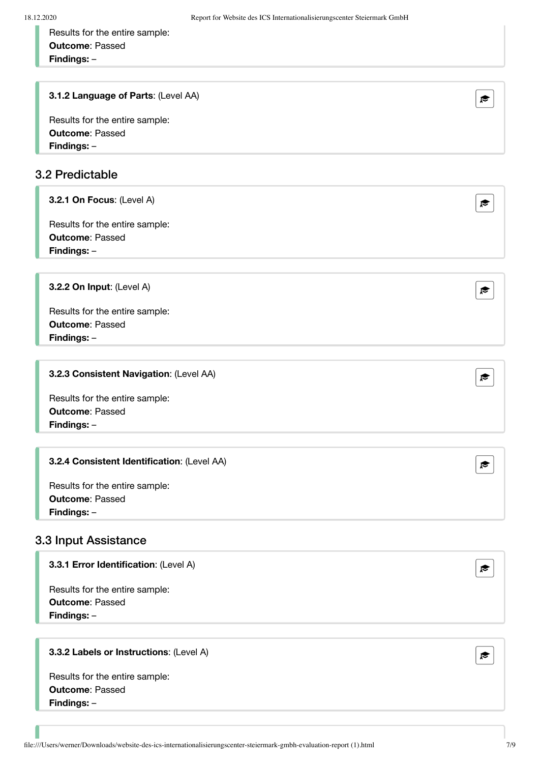Results for the entire sample:
**Outcome**: Passed
**Findings:** –

**3.1.2 Language of Parts**: (Level AA)

Results for the entire sample:
**Outcome**: Passed
**Findings:** –

## 3.2 Predictable

**3.2.1 On Focus**: (Level A)

Results for the entire sample:
**Outcome**: Passed
**Findings:** –

**3.2.2 On Input**: (Level A)

Results for the entire sample:
**Outcome**: Passed
**Findings:** –

**3.2.3 Consistent Navigation**: (Level AA)

Results for the entire sample:
**Outcome**: Passed
**Findings:** –

**3.2.4 Consistent Identification**: (Level AA)

Results for the entire sample:
**Outcome**: Passed
**Findings:** –

## 3.3 Input Assistance

**3.3.1 Error Identification**: (Level A)

Results for the entire sample:
**Outcome**: Passed
**Findings:** –

**3.3.2 Labels or Instructions**: (Level A)

Results for the entire sample:
**Outcome**: Passed
**Findings:** –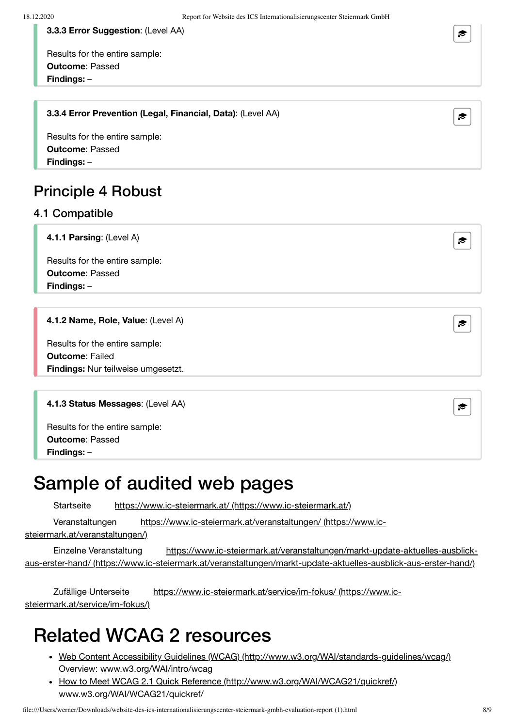**3.3.3 Error Suggestion**: (Level AA)

Results for the entire sample:
**Outcome**: Passed
**Findings:** –

**3.3.4 Error Prevention (Legal, Financial, Data)**: (Level AA)

Results for the entire sample:
**Outcome**: Passed
**Findings:** –

## Principle 4 Robust

### 4.1 Compatible

**4.1.1 Parsing**: (Level A)

Results for the entire sample:
**Outcome**: Passed
**Findings:** –

**4.1.2 Name, Role, Value**: (Level A)

Results for the entire sample:
**Outcome**: Failed
**Findings:** Nur teilweise umgesetzt.

**4.1.3 Status Messages**: (Level AA)

Results for the entire sample:
**Outcome**: Passed
**Findings:** –

# Sample of audited web pages

Startseite https://www.ic-steiermark.at/ (https://www.ic-steiermark.at/)

Veranstaltungen https://www.ic-steiermark.at/veranstaltungen/ (https://www.ic-steiermark.at/veranstaltungen/)

Einzelne Veranstaltung https://www.ic-steiermark.at/veranstaltungen/markt-update-aktuelles-ausblick-aus-erster-hand/ (https://www.ic-steiermark.at/veranstaltungen/markt-update-aktuelles-ausblick-aus-erster-hand/)

Zufällige Unterseite https://www.ic-steiermark.at/service/im-fokus/ (https://www.ic-steiermark.at/service/im-fokus/)

# Related WCAG 2 resources

- Web Content Accessibility Guidelines (WCAG) (http://www.w3.org/WAI/standards-guidelines/wcag/)
  Overview: www.w3.org/WAI/intro/wcag
- How to Meet WCAG 2.1 Quick Reference (http://www.w3.org/WAI/WCAG21/quickref/)
  www.w3.org/WAI/WCAG21/quickref/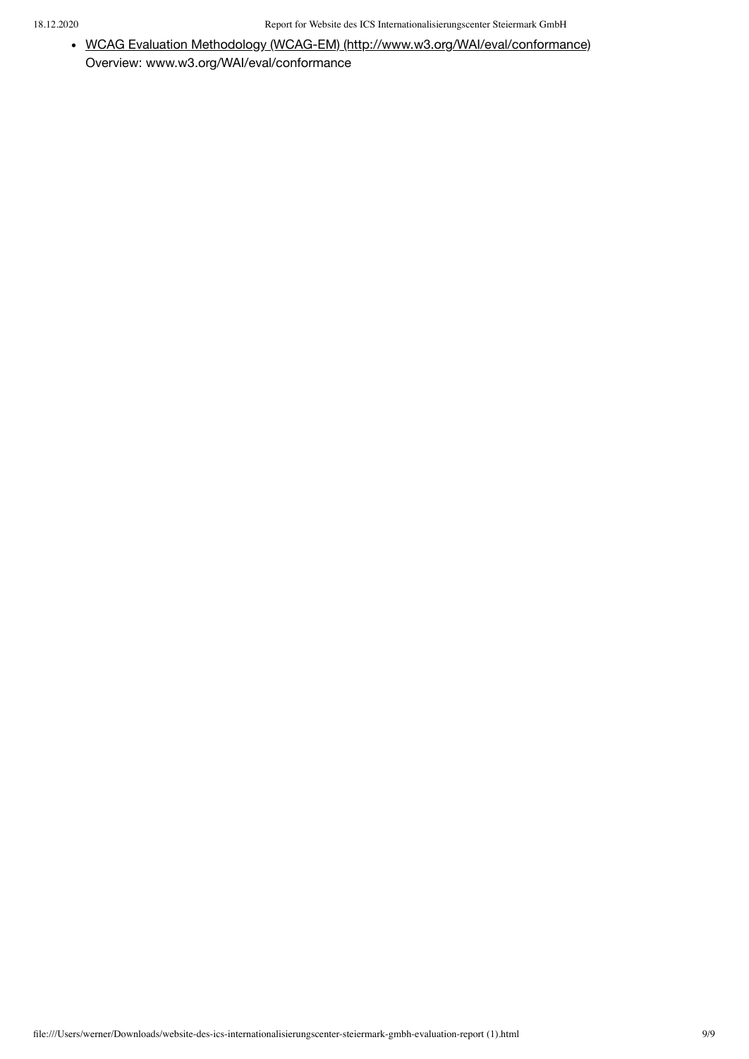- WCAG Evaluation Methodology (WCAG-EM) (http://www.w3.org/WAI/eval/conformance)
  Overview: www.w3.org/WAI/eval/conformance